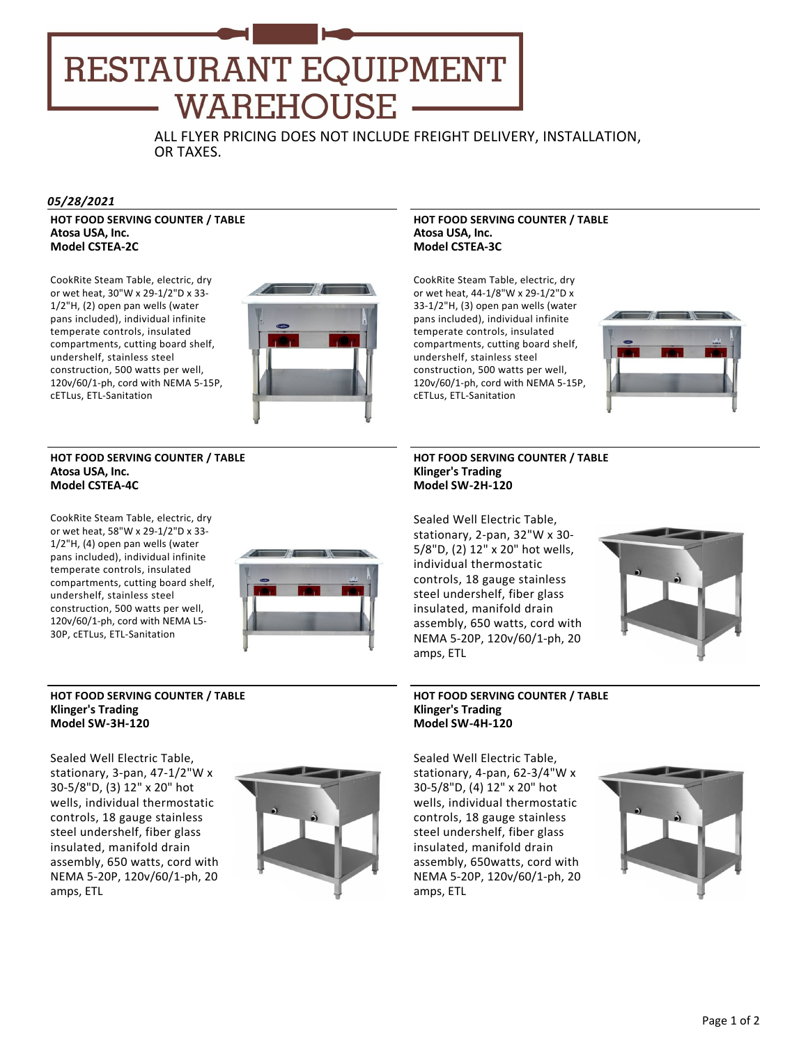# RESTAURANT EQUIPMENT WAREHOUSE

ALL FLYER PRICING DOES NOT INCLUDE FREIGHT DELIVERY, INSTALLATION, OR TAXES.

***05/28/2021***

**HOT FOOD SERVING COUNTER / TABLE**
**Atosa USA, Inc.**
**Model CSTEA-2C**

CookRite Steam Table, electric, dry or wet heat, 30"W x 29-1/2"D x 33-1/2"H, (2) open pan wells (water pans included), individual infinite temperate controls, insulated compartments, cutting board shelf, undershelf, stainless steel construction, 500 watts per well, 120v/60/1-ph, cord with NEMA 5-15P, cETLus, ETL-Sanitation

**HOT FOOD SERVING COUNTER / TABLE**
**Atosa USA, Inc.**
**Model CSTEA-3C**

CookRite Steam Table, electric, dry or wet heat, 44-1/8"W x 29-1/2"D x 33-1/2"H, (3) open pan wells (water pans included), individual infinite temperate controls, insulated compartments, cutting board shelf, undershelf, stainless steel construction, 500 watts per well, 120v/60/1-ph, cord with NEMA 5-15P, cETLus, ETL-Sanitation

**HOT FOOD SERVING COUNTER / TABLE**
**Atosa USA, Inc.**
**Model CSTEA-4C**

CookRite Steam Table, electric, dry or wet heat, 58"W x 29-1/2"D x 33-1/2"H, (4) open pan wells (water pans included), individual infinite temperate controls, insulated compartments, cutting board shelf, undershelf, stainless steel construction, 500 watts per well, 120v/60/1-ph, cord with NEMA L5-30P, cETLus, ETL-Sanitation

**HOT FOOD SERVING COUNTER / TABLE**
**Klinger's Trading**
**Model SW-2H-120**

Sealed Well Electric Table, stationary, 2-pan, 32"W x 30-5/8"D, (2) 12" x 20" hot wells, individual thermostatic controls, 18 gauge stainless steel undershelf, fiber glass insulated, manifold drain assembly, 650 watts, cord with NEMA 5-20P, 120v/60/1-ph, 20 amps, ETL

**HOT FOOD SERVING COUNTER / TABLE**
**Klinger's Trading**
**Model SW-3H-120**

Sealed Well Electric Table, stationary, 3-pan, 47-1/2"W x 30-5/8"D, (3) 12" x 20" hot wells, individual thermostatic controls, 18 gauge stainless steel undershelf, fiber glass insulated, manifold drain assembly, 650 watts, cord with NEMA 5-20P, 120v/60/1-ph, 20 amps, ETL

**HOT FOOD SERVING COUNTER / TABLE**
**Klinger's Trading**
**Model SW-4H-120**

Sealed Well Electric Table, stationary, 4-pan, 62-3/4"W x 30-5/8"D, (4) 12" x 20" hot wells, individual thermostatic controls, 18 gauge stainless steel undershelf, fiber glass insulated, manifold drain assembly, 650watts, cord with NEMA 5-20P, 120v/60/1-ph, 20 amps, ETL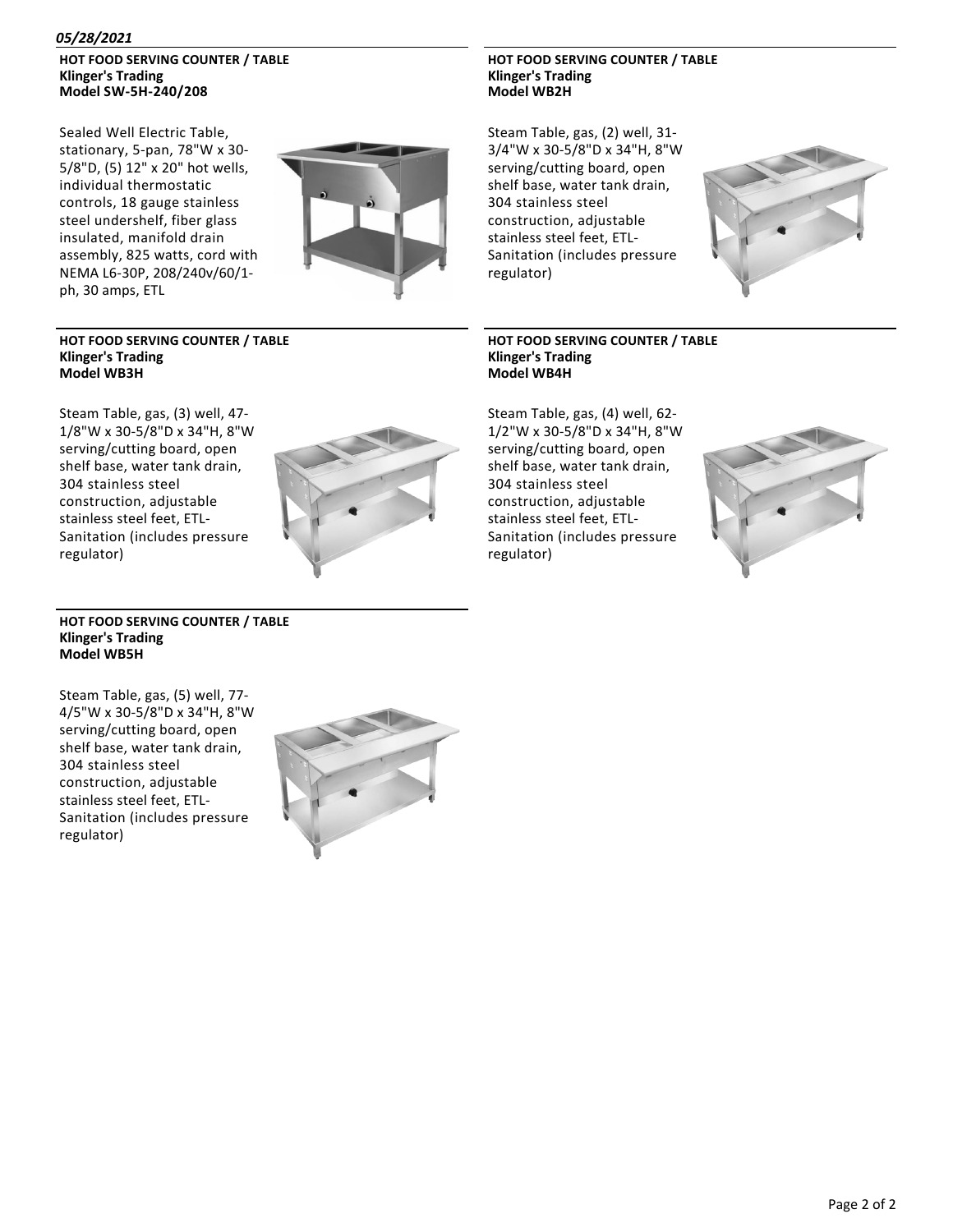*05/28/2021*

**HOT FOOD SERVING COUNTER / TABLE**
**Klinger's Trading**
**Model SW-5H-240/208**

Sealed Well Electric Table, stationary, 5-pan, 78"W x 30-5/8"D, (5) 12" x 20" hot wells, individual thermostatic controls, 18 gauge stainless steel undershelf, fiber glass insulated, manifold drain assembly, 825 watts, cord with NEMA L6-30P, 208/240v/60/1-ph, 30 amps, ETL

**HOT FOOD SERVING COUNTER / TABLE**
**Klinger's Trading**
**Model WB2H**

Steam Table, gas, (2) well, 31-3/4"W x 30-5/8"D x 34"H, 8"W serving/cutting board, open shelf base, water tank drain, 304 stainless steel construction, adjustable stainless steel feet, ETL-Sanitation (includes pressure regulator)

**HOT FOOD SERVING COUNTER / TABLE**
**Klinger's Trading**
**Model WB3H**

Steam Table, gas, (3) well, 47-1/8"W x 30-5/8"D x 34"H, 8"W serving/cutting board, open shelf base, water tank drain, 304 stainless steel construction, adjustable stainless steel feet, ETL-Sanitation (includes pressure regulator)

**HOT FOOD SERVING COUNTER / TABLE**
**Klinger's Trading**
**Model WB4H**

Steam Table, gas, (4) well, 62-1/2"W x 30-5/8"D x 34"H, 8"W serving/cutting board, open shelf base, water tank drain, 304 stainless steel construction, adjustable stainless steel feet, ETL-Sanitation (includes pressure regulator)

**HOT FOOD SERVING COUNTER / TABLE**
**Klinger's Trading**
**Model WB5H**

Steam Table, gas, (5) well, 77-4/5"W x 30-5/8"D x 34"H, 8"W serving/cutting board, open shelf base, water tank drain, 304 stainless steel construction, adjustable stainless steel feet, ETL-Sanitation (includes pressure regulator)